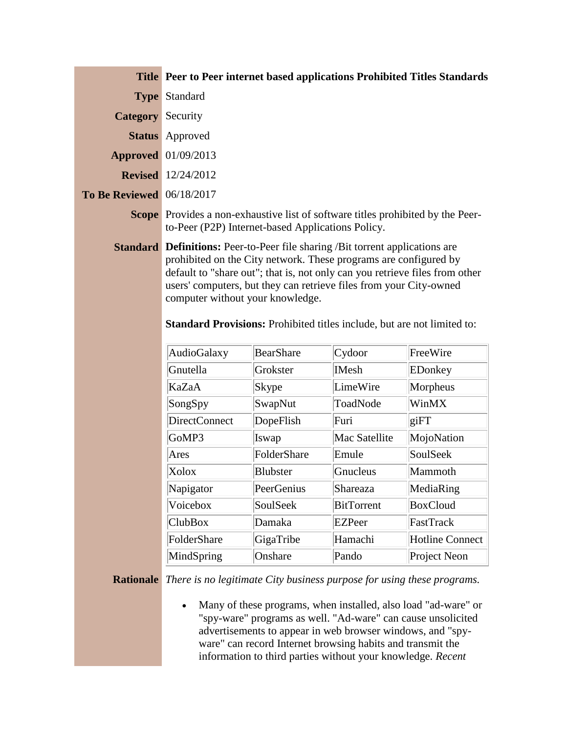| | |
|---|---|
| **Title** | **Peer to Peer internet based applications Prohibited Titles Standards** |
| **Type** | Standard |
| **Category** | Security |
| **Status** | Approved |
| **Approved** | 01/09/2013 |
| **Revised** | 12/24/2012 |
| **To Be Reviewed** | 06/18/2017 |
| **Scope** | Provides a non-exhaustive list of software titles prohibited by the Peer-to-Peer (P2P) Internet-based Applications Policy. |

**Standard**

**Definitions:** Peer-to-Peer file sharing /Bit torrent applications are prohibited on the City network. These programs are configured by default to "share out"; that is, not only can you retrieve files from other users' computers, but they can retrieve files from your City-owned computer without your knowledge.

**Standard Provisions:** Prohibited titles include, but are not limited to:

| | | | |
|---|---|---|---|
| AudioGalaxy | BearShare | Cydoor | FreeWire |
| Gnutella | Grokster | IMesh | EDonkey |
| KaZaA | Skype | LimeWire | Morpheus |
| SongSpy | SwapNut | ToadNode | WinMX |
| DirectConnect | DopeFlish | Furi | giFT |
| GoMP3 | Iswap | Mac Satellite | MojoNation |
| Ares | FolderShare | Emule | SoulSeek |
| Xolox | Blubster | Gnucleus | Mammoth |
| Napigator | PeerGenius | Shareaza | MediaRing |
| Voicebox | SoulSeek | BitTorrent | BoxCloud |
| ClubBox | Damaka | EZPeer | FastTrack |
| FolderShare | GigaTribe | Hamachi | Hotline Connect |
| MindSpring | Onshare | Pando | Project Neon |

**Rationale**

*There is no legitimate City business purpose for using these programs.*

- Many of these programs, when installed, also load "ad-ware" or "spy-ware" programs as well. "Ad-ware" can cause unsolicited advertisements to appear in web browser windows, and "spy-ware" can record Internet browsing habits and transmit the information to third parties without your knowledge. *Recent*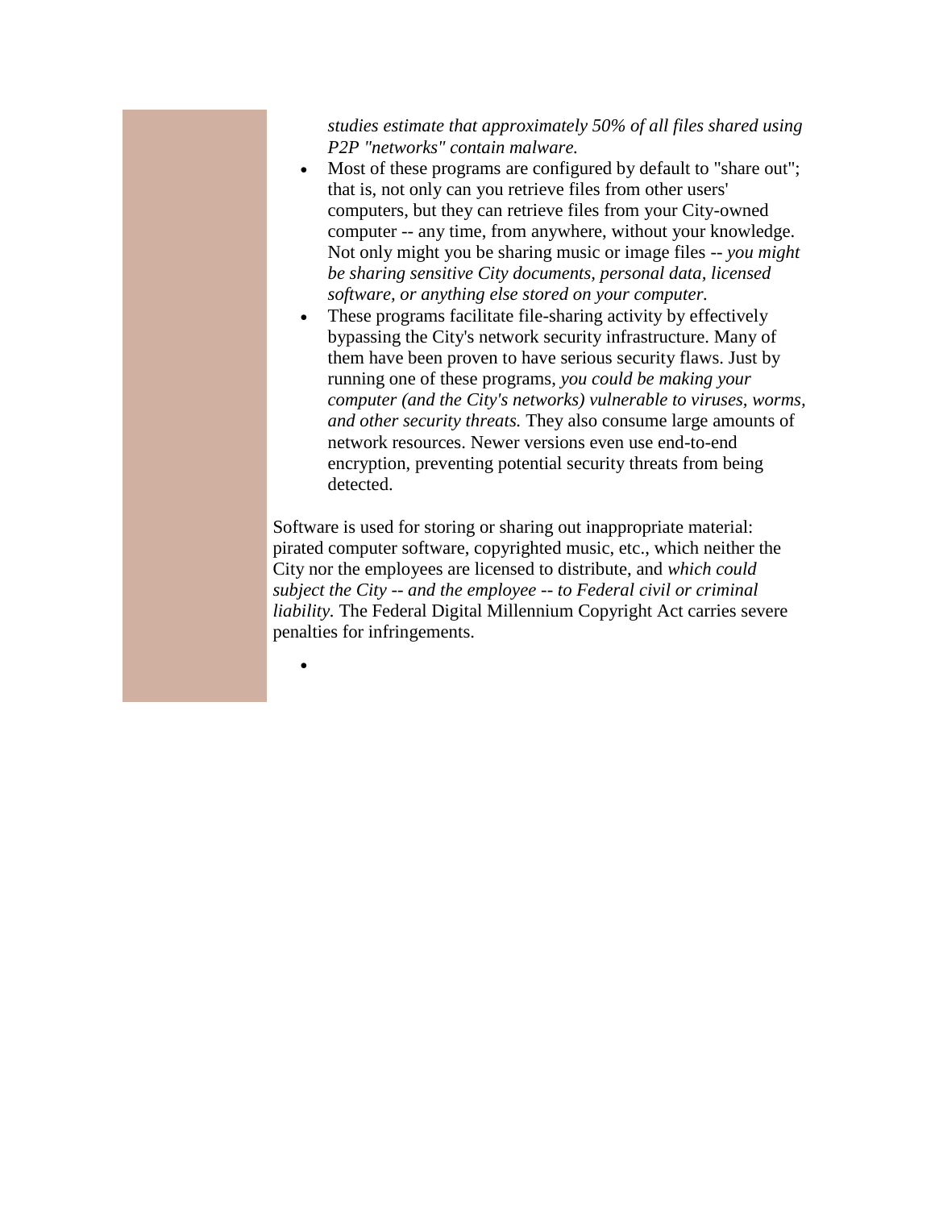*studies estimate that approximately 50% of all files shared using P2P "networks" contain malware.*

- Most of these programs are configured by default to "share out"; that is, not only can you retrieve files from other users' computers, but they can retrieve files from your City-owned computer -- any time, from anywhere, without your knowledge. Not only might you be sharing music or image files -- *you might be sharing sensitive City documents, personal data, licensed software, or anything else stored on your computer.*
- These programs facilitate file-sharing activity by effectively bypassing the City's network security infrastructure. Many of them have been proven to have serious security flaws. Just by running one of these programs, *you could be making your computer (and the City's networks) vulnerable to viruses, worms, and other security threats.* They also consume large amounts of network resources. Newer versions even use end-to-end encryption, preventing potential security threats from being detected.

Software is used for storing or sharing out inappropriate material: pirated computer software, copyrighted music, etc., which neither the City nor the employees are licensed to distribute, and *which could subject the City -- and the employee -- to Federal civil or criminal liability.* The Federal Digital Millennium Copyright Act carries severe penalties for infringements.